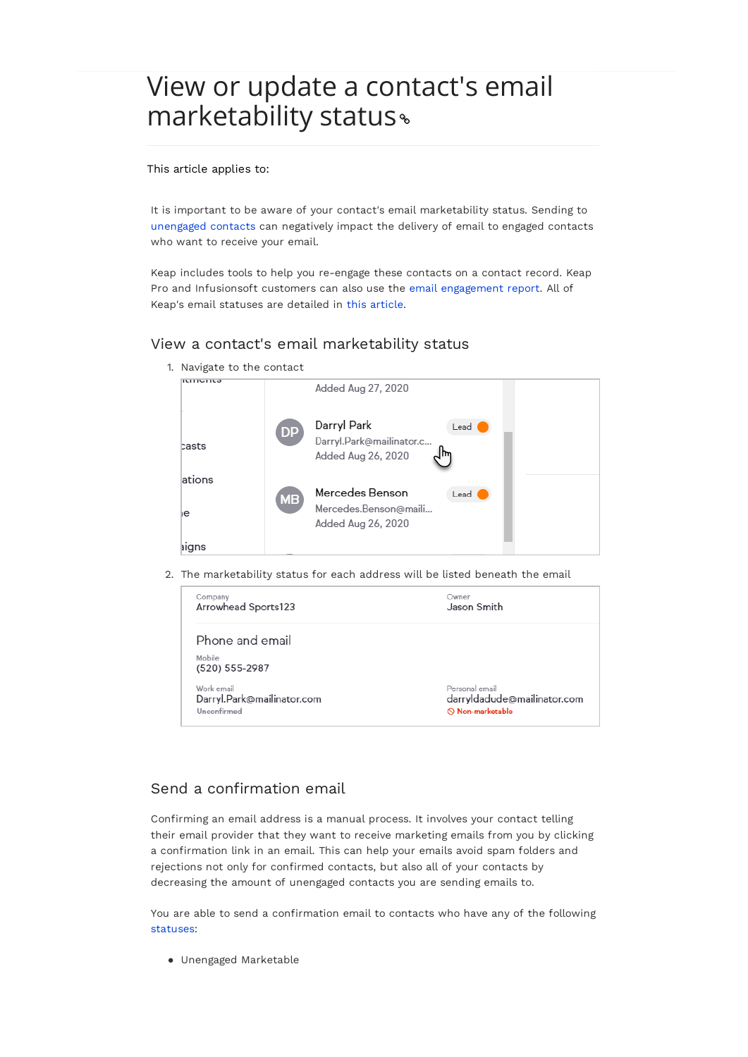# View or update a contact's email marketability status

This article applies to:

It is important to be aware of your contact's email marketability status. Sending to unengaged contacts can negatively impact the delivery of email to engaged contacts who want to receive your email.

Keap includes tools to help you re-engage these contacts on a contact record. Keap Pro and Infusionsoft customers can also use the email engagement report. All of Keap's email statuses are detailed in this article.

## View a contact's email marketability status

1. Navigate to the contact
2. The marketability status for each address will be listed beneath the email

## Send a confirmation email

Confirming an email address is a manual process. It involves your contact telling their email provider that they want to receive marketing emails from you by clicking a confirmation link in an email. This can help your emails avoid spam folders and rejections not only for confirmed contacts, but also all of your contacts by decreasing the amount of unengaged contacts you are sending emails to.

You are able to send a confirmation email to contacts who have any of the following statuses:

- Unengaged Marketable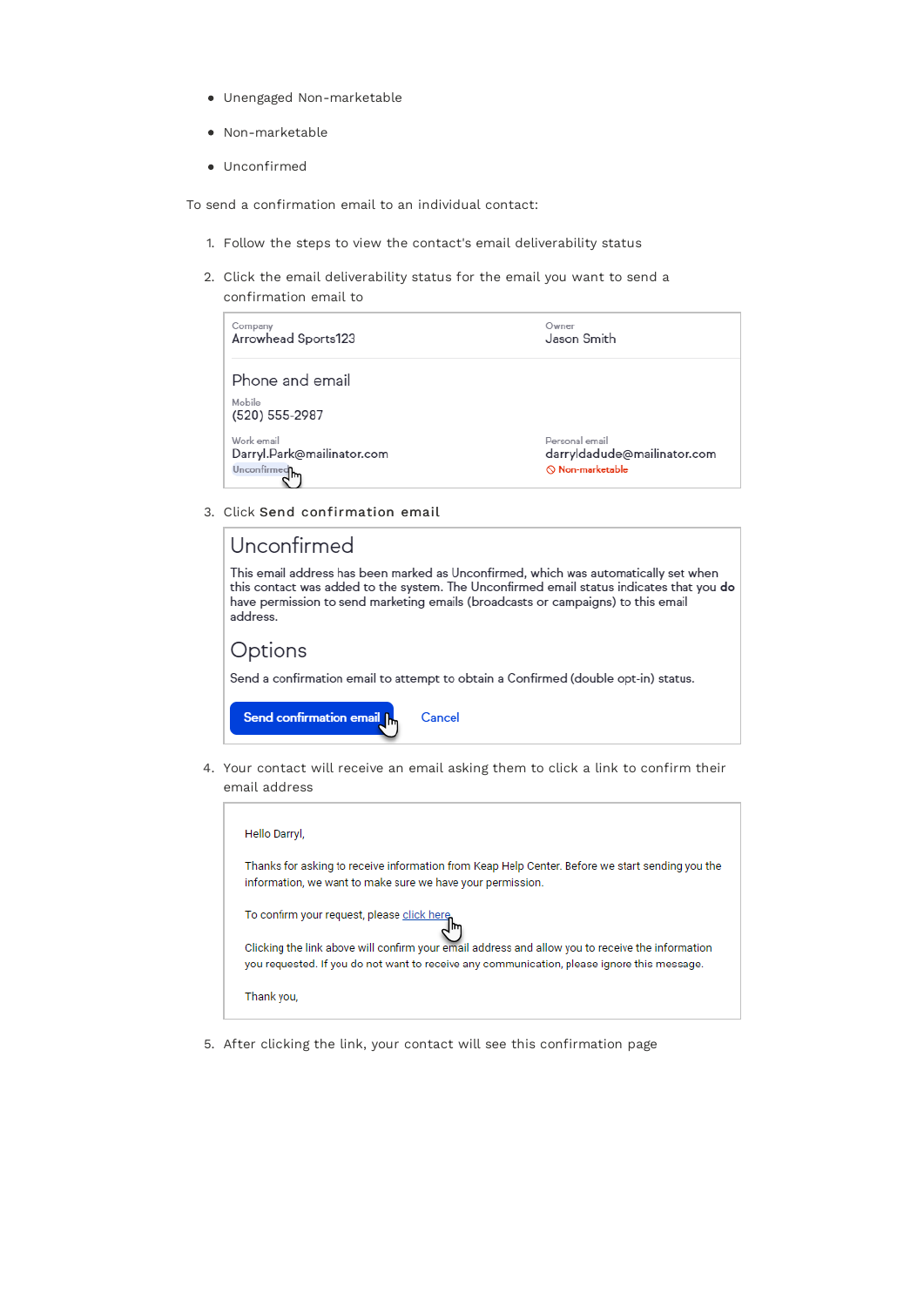- Unengaged Non-marketable
- Non-marketable
- Unconfirmed

To send a confirmation email to an individual contact:

1. Follow the steps to view the contact's email deliverability status
2. Click the email deliverability status for the email you want to send a confirmation email to

   Company
   Arrowhead Sports123

   Owner
   Jason Smith

   Phone and email

   Mobile
   (520) 555-2987

   Work email
   Darryl.Park@mailinator.com
   Unconfirmed

   Personal email
   darryldadude@mailinator.com
   Non-marketable

3. Click **Send confirmation email**

   Unconfirmed

   This email address has been marked as Unconfirmed, which was automatically set when this contact was added to the system. The Unconfirmed email status indicates that you **do** have permission to send marketing emails (broadcasts or campaigns) to this email address.

   Options

   Send a confirmation email to attempt to obtain a Confirmed (double opt-in) status.

   Send confirmation email    Cancel

4. Your contact will receive an email asking them to click a link to confirm their email address

   Hello Darryl,

   Thanks for asking to receive information from Keap Help Center. Before we start sending you the information, we want to make sure we have your permission.

   To confirm your request, please click here

   Clicking the link above will confirm your email address and allow you to receive the information you requested. If you do not want to receive any communication, please ignore this message.

   Thank you,

5. After clicking the link, your contact will see this confirmation page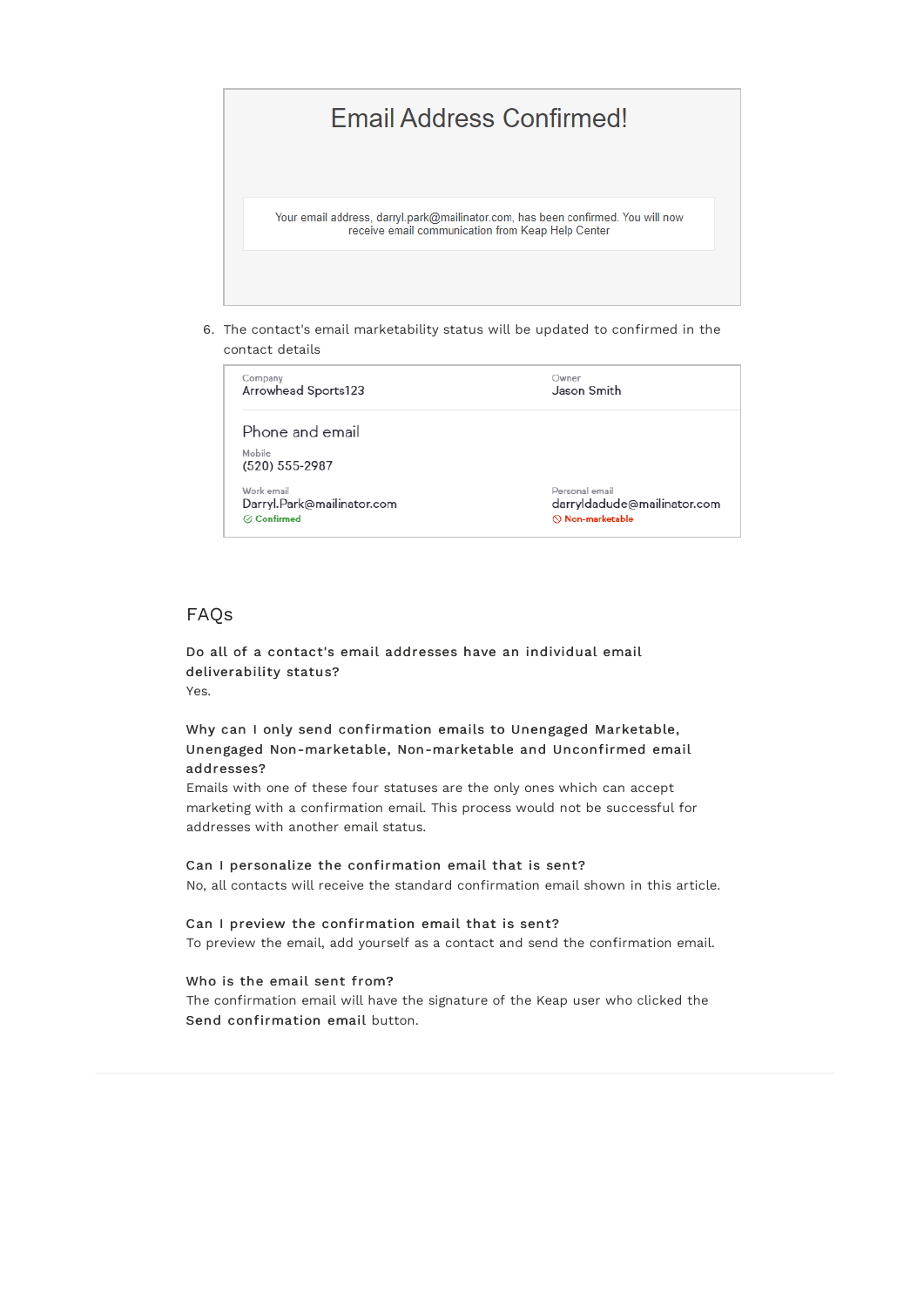Email Address Confirmed!

Your email address, darryl.park@mailinator.com, has been confirmed. You will now receive email communication from Keap Help Center

6. The contact's email marketability status will be updated to confirmed in the contact details

Company
Arrowhead Sports123

Owner
Jason Smith

Phone and email

Mobile
(520) 555-2987

Work email
Darryl.Park@mailinator.com
Confirmed

Personal email
darryldadude@mailinator.com
Non-marketable

## FAQs

**Do all of a contact's email addresses have an individual email deliverability status?**
Yes.

**Why can I only send confirmation emails to Unengaged Marketable, Unengaged Non-marketable, Non-marketable and Unconfirmed email addresses?**
Emails with one of these four statuses are the only ones which can accept marketing with a confirmation email. This process would not be successful for addresses with another email status.

**Can I personalize the confirmation email that is sent?**
No, all contacts will receive the standard confirmation email shown in this article.

**Can I preview the confirmation email that is sent?**
To preview the email, add yourself as a contact and send the confirmation email.

**Who is the email sent from?**
The confirmation email will have the signature of the Keap user who clicked the **Send confirmation email** button.